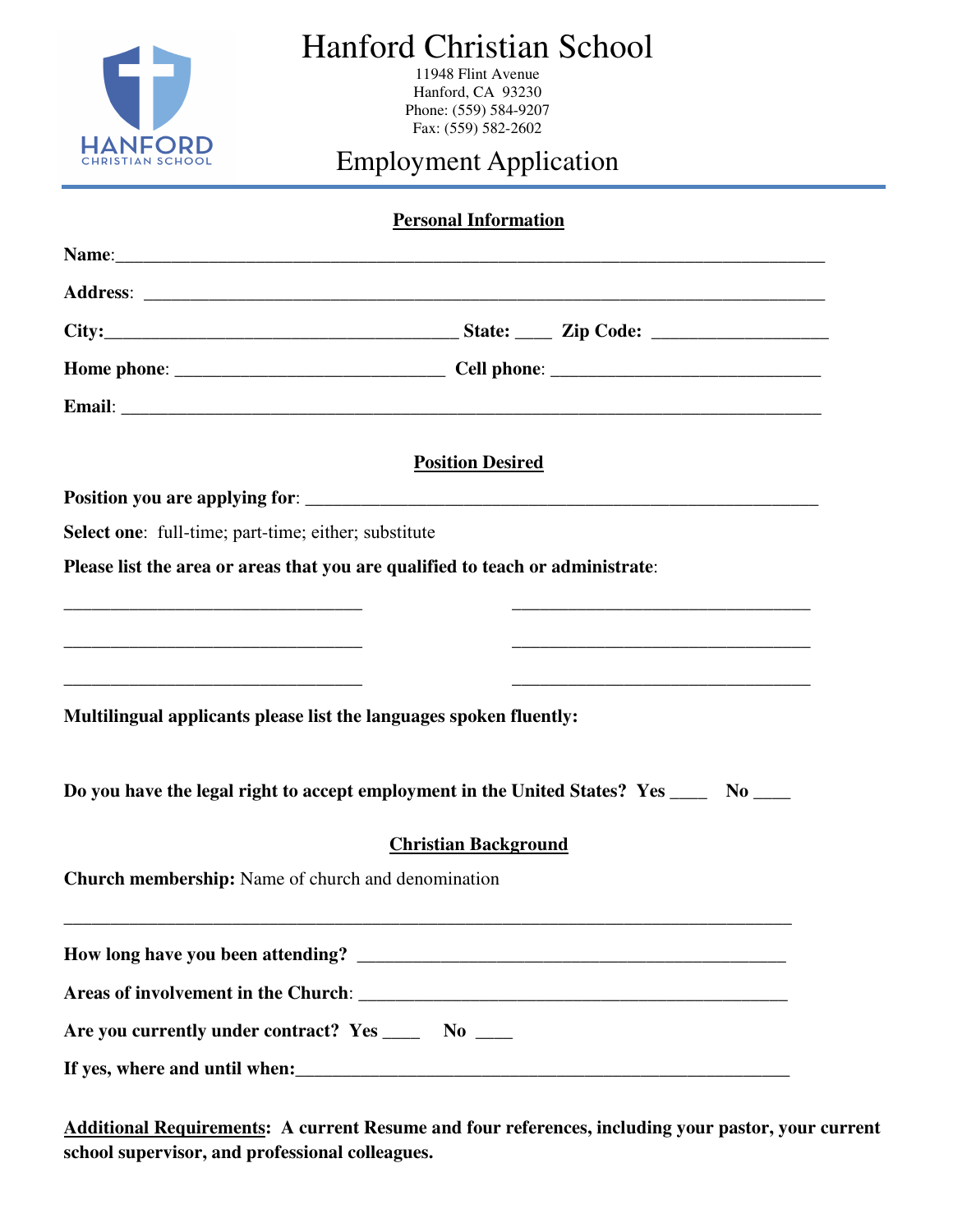# Hanford Christian School

11948 Flint Avenue
Hanford, CA 93230
Phone: (559) 584-9207
Fax: (559) 582-2602

## Employment Application

### Personal Information

**Name**:_______________________________________________________________________________

**Address**: ____________________________________________________________________________

**City:**_______________________________________ **State:** ____ **Zip Code:** __________________

**Home phone**: _____________________________ **Cell phone**: _____________________________

**Email**: ______________________________________________________________________________

### Position Desired

**Position you are applying for**: ________________________________________________________

**Select one**: full-time; part-time; either; substitute

**Please list the area or areas that you are qualified to teach or administrate**:

_________________________________ _________________________________

_________________________________ _________________________________

_________________________________ _________________________________

**Multilingual applicants please list the languages spoken fluently:**

**Do you have the legal right to accept employment in the United States? Yes ____ No ____**

### Christian Background

**Church membership:** Name of church and denomination

________________________________________________________________________________

**How long have you been attending?** ______________________________________________

**Areas of involvement in the Church**: _____________________________________________

**Are you currently under contract? Yes ____ No ____**

**If yes, where and until when:**________________________________________________________

**Additional Requirements: A current Resume and four references, including your pastor, your current school supervisor, and professional colleagues.**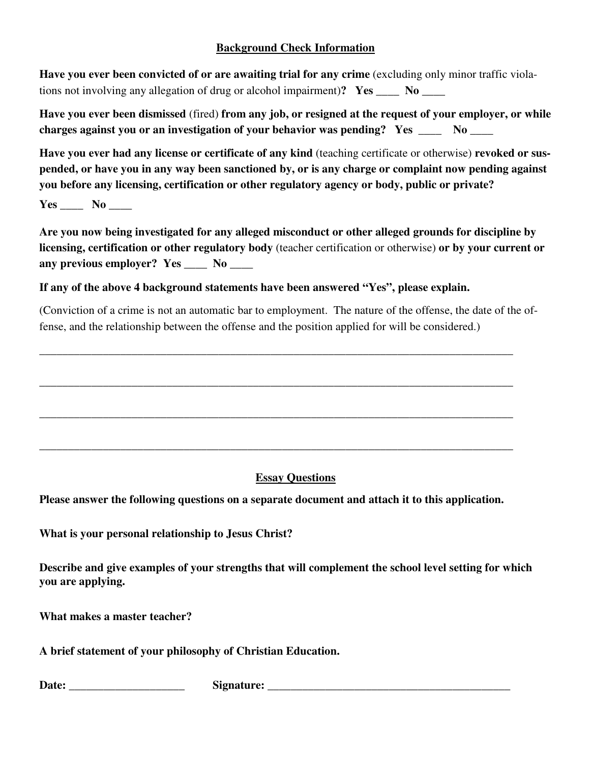## Background Check Information

**Have you ever been convicted of or are awaiting trial for any crime** (excluding only minor traffic violations not involving any allegation of drug or alcohol impairment)**? Yes ____ No ____**

**Have you ever been dismissed** (fired) **from any job, or resigned at the request of your employer, or while charges against you or an investigation of your behavior was pending? Yes ____ No ____**

**Have you ever had any license or certificate of any kind** (teaching certificate or otherwise) **revoked or suspended, or have you in any way been sanctioned by, or is any charge or complaint now pending against you before any licensing, certification or other regulatory agency or body, public or private?**

**Yes ____ No ____**

**Are you now being investigated for any alleged misconduct or other alleged grounds for discipline by licensing, certification or other regulatory body** (teacher certification or otherwise) **or by your current or any previous employer? Yes ____ No ____**

**If any of the above 4 background statements have been answered "Yes", please explain.**

(Conviction of a crime is not an automatic bar to employment. The nature of the offense, the date of the offense, and the relationship between the offense and the position applied for will be considered.)

______________________________________________________________________________

______________________________________________________________________________

______________________________________________________________________________

______________________________________________________________________________

## Essay Questions

**Please answer the following questions on a separate document and attach it to this application.**

**What is your personal relationship to Jesus Christ?**

**Describe and give examples of your strengths that will complement the school level setting for which you are applying.**

**What makes a master teacher?**

**A brief statement of your philosophy of Christian Education.**

**Date:** ____________________ **Signature:** ____________________________________________